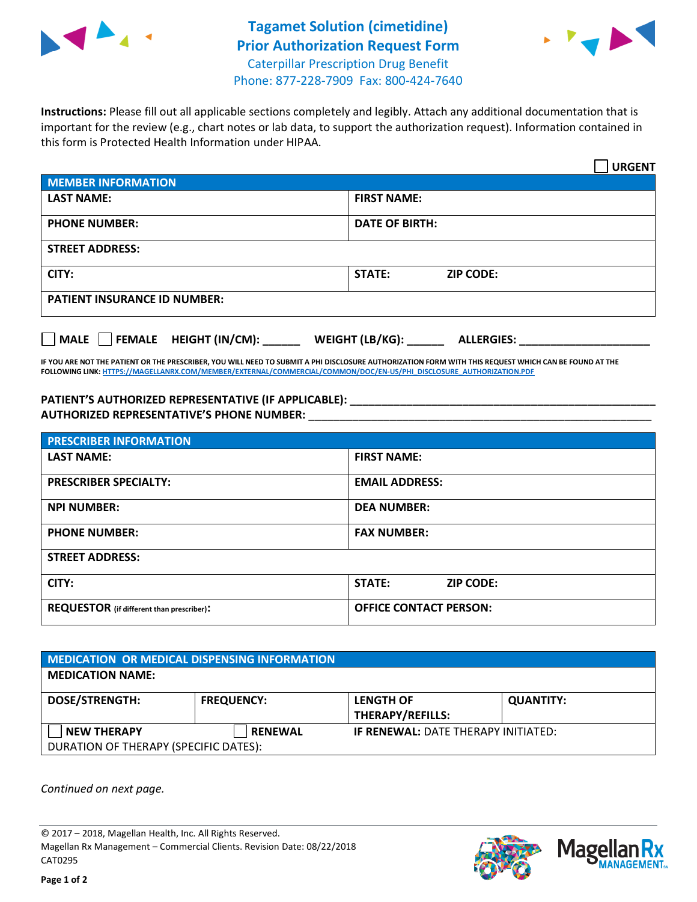# Tagamet Solution (cimetidine)
# Prior Authorization Request Form

Caterpillar Prescription Drug Benefit
Phone: 877-228-7909 Fax: 800-424-7640

**Instructions:** Please fill out all applicable sections completely and legibly. Attach any additional documentation that is important for the review (e.g., chart notes or lab data, to support the authorization request). Information contained in this form is Protected Health Information under HIPAA.

☐ **URGENT**

| MEMBER INFORMATION | |
|---|---|
| **LAST NAME:** | **FIRST NAME:** |
| **PHONE NUMBER:** | **DATE OF BIRTH:** |
| **STREET ADDRESS:** | |
| **CITY:** | **STATE:** **ZIP CODE:** |
| **PATIENT INSURANCE ID NUMBER:** | |

☐ **MALE** ☐ **FEMALE** **HEIGHT (IN/CM):** ______ **WEIGHT (LB/KG):** ______ **ALLERGIES:** ____________________

**IF YOU ARE NOT THE PATIENT OR THE PRESCRIBER, YOU WILL NEED TO SUBMIT A PHI DISCLOSURE AUTHORIZATION FORM WITH THIS REQUEST WHICH CAN BE FOUND AT THE FOLLOWING LINK:** HTTPS://MAGELLANRX.COM/MEMBER/EXTERNAL/COMMERCIAL/COMMON/DOC/EN-US/PHI_DISCLOSURE_AUTHORIZATION.PDF

**PATIENT'S AUTHORIZED REPRESENTATIVE (IF APPLICABLE):** ____________________________________________
**AUTHORIZED REPRESENTATIVE'S PHONE NUMBER:** ____________________________________________

| PRESCRIBER INFORMATION | |
|---|---|
| **LAST NAME:** | **FIRST NAME:** |
| **PRESCRIBER SPECIALTY:** | **EMAIL ADDRESS:** |
| **NPI NUMBER:** | **DEA NUMBER:** |
| **PHONE NUMBER:** | **FAX NUMBER:** |
| **STREET ADDRESS:** | |
| **CITY:** | **STATE:** **ZIP CODE:** |
| **REQUESTOR** (if different than prescriber)**:** | **OFFICE CONTACT PERSON:** |

| MEDICATION OR MEDICAL DISPENSING INFORMATION | | | |
|---|---|---|---|
| **MEDICATION NAME:** | | | |
| **DOSE/STRENGTH:** | **FREQUENCY:** | **LENGTH OF THERAPY/REFILLS:** | **QUANTITY:** |
| ☐ **NEW THERAPY** | ☐ **RENEWAL** | **IF RENEWAL:** DATE THERAPY INITIATED: | |
| DURATION OF THERAPY (SPECIFIC DATES): | | | |

*Continued on next page.*

© 2017 – 2018, Magellan Health, Inc. All Rights Reserved.
Magellan Rx Management – Commercial Clients. Revision Date: 08/22/2018
CAT0295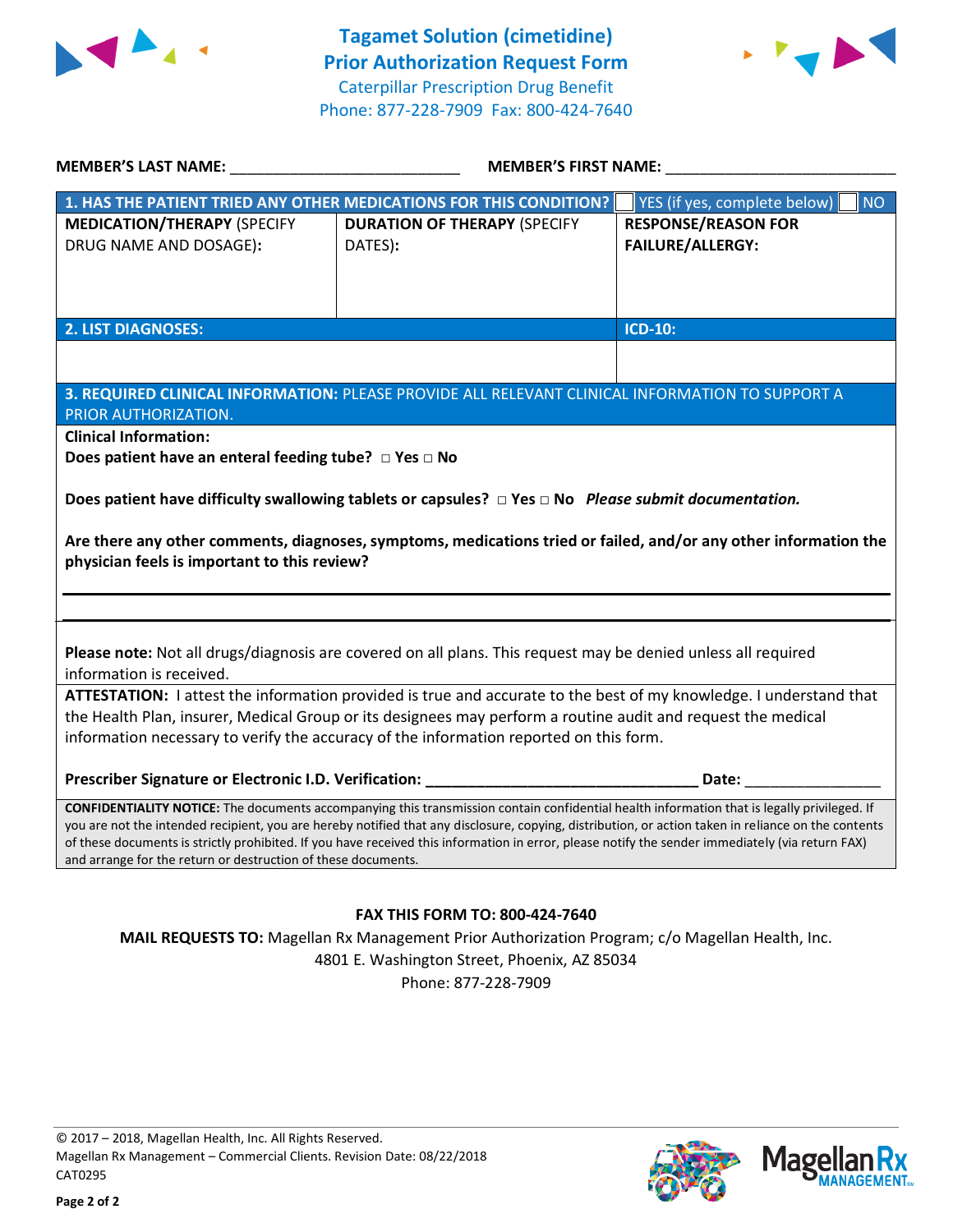# Tagamet Solution (cimetidine) Prior Authorization Request Form

Caterpillar Prescription Drug Benefit
Phone: 877-228-7909 Fax: 800-424-7640

**MEMBER'S LAST NAME:** ___________________________ **MEMBER'S FIRST NAME:** ___________________________

| **1. HAS THE PATIENT TRIED ANY OTHER MEDICATIONS FOR THIS CONDITION?** | ☐ YES (if yes, complete below) | ☐ NO |
|---|---|---|
| **MEDICATION/THERAPY** (SPECIFY DRUG NAME AND DOSAGE): | **DURATION OF THERAPY** (SPECIFY DATES): | **RESPONSE/REASON FOR FAILURE/ALLERGY:** |
| | | |

| **2. LIST DIAGNOSES:** | **ICD-10:** |
|---|---|
| | |

**3. REQUIRED CLINICAL INFORMATION:** PLEASE PROVIDE ALL RELEVANT CLINICAL INFORMATION TO SUPPORT A PRIOR AUTHORIZATION.

**Clinical Information:**

**Does patient have an enteral feeding tube?** □ **Yes** □ **No**

**Does patient have difficulty swallowing tablets or capsules?** □ **Yes** □ **No** ***Please submit documentation.***

**Are there any other comments, diagnoses, symptoms, medications tried or failed, and/or any other information the physician feels is important to this review?**

_______________________________________________________________________

_______________________________________________________________________

**Please note:** Not all drugs/diagnosis are covered on all plans. This request may be denied unless all required information is received.

**ATTESTATION:** I attest the information provided is true and accurate to the best of my knowledge. I understand that the Health Plan, insurer, Medical Group or its designees may perform a routine audit and request the medical information necessary to verify the accuracy of the information reported on this form.

**Prescriber Signature or Electronic I.D. Verification:** ________________________________ **Date:** ________________

**CONFIDENTIALITY NOTICE:** The documents accompanying this transmission contain confidential health information that is legally privileged. If you are not the intended recipient, you are hereby notified that any disclosure, copying, distribution, or action taken in reliance on the contents of these documents is strictly prohibited. If you have received this information in error, please notify the sender immediately (via return FAX) and arrange for the return or destruction of these documents.

**FAX THIS FORM TO: 800-424-7640**

**MAIL REQUESTS TO:** Magellan Rx Management Prior Authorization Program; c/o Magellan Health, Inc.
4801 E. Washington Street, Phoenix, AZ 85034
Phone: 877-228-7909

© 2017 – 2018, Magellan Health, Inc. All Rights Reserved.
Magellan Rx Management – Commercial Clients. Revision Date: 08/22/2018
CAT0295